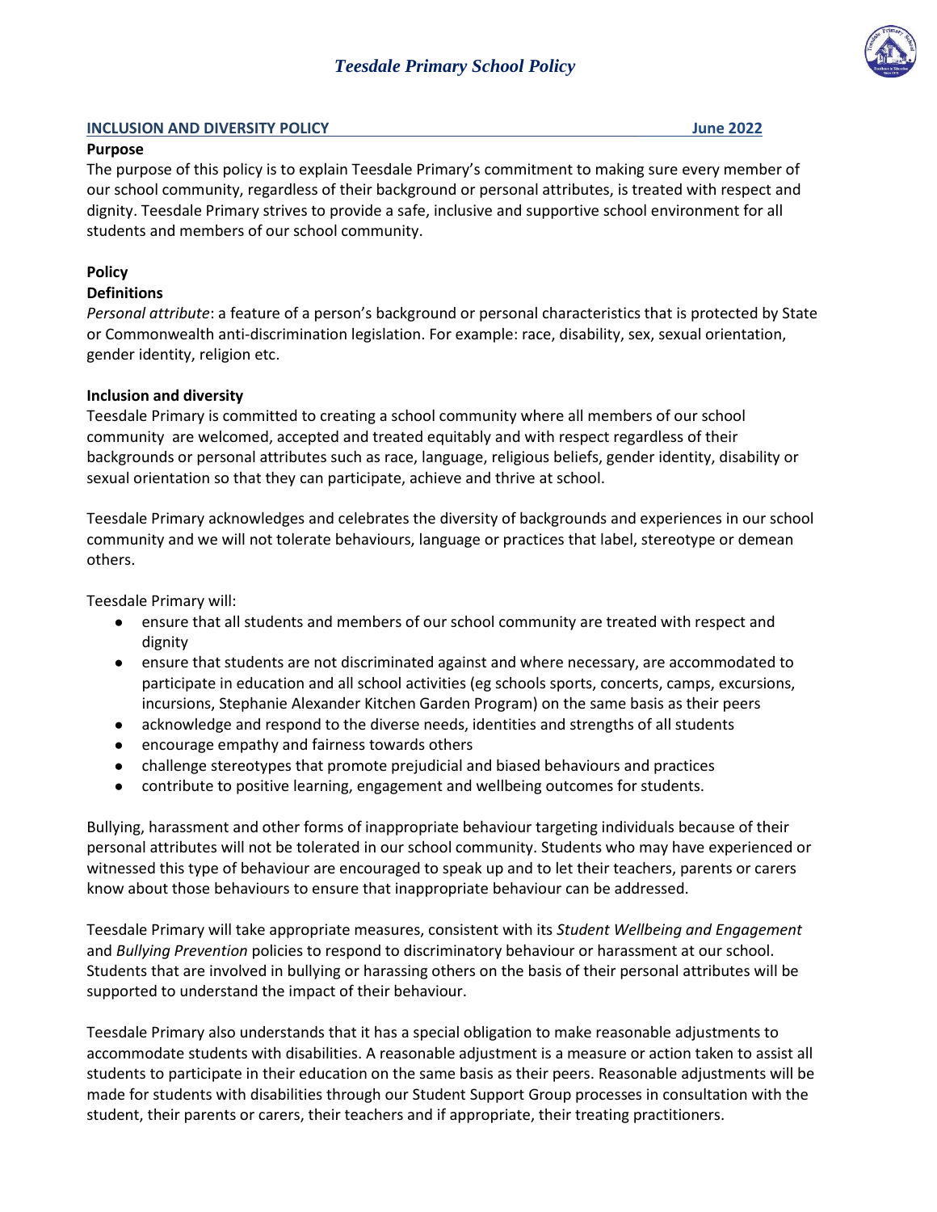*Teesdale Primary School Policy*

## INCLUSION AND DIVERSITY POLICY — June 2022

**Purpose**

The purpose of this policy is to explain Teesdale Primary's commitment to making sure every member of our school community, regardless of their background or personal attributes, is treated with respect and dignity. Teesdale Primary strives to provide a safe, inclusive and supportive school environment for all students and members of our school community.

**Policy**

**Definitions**

*Personal attribute*: a feature of a person's background or personal characteristics that is protected by State or Commonwealth anti-discrimination legislation. For example: race, disability, sex, sexual orientation, gender identity, religion etc.

**Inclusion and diversity**

Teesdale Primary is committed to creating a school community where all members of our school community are welcomed, accepted and treated equitably and with respect regardless of their backgrounds or personal attributes such as race, language, religious beliefs, gender identity, disability or sexual orientation so that they can participate, achieve and thrive at school.

Teesdale Primary acknowledges and celebrates the diversity of backgrounds and experiences in our school community and we will not tolerate behaviours, language or practices that label, stereotype or demean others.

Teesdale Primary will:

- ensure that all students and members of our school community are treated with respect and dignity
- ensure that students are not discriminated against and where necessary, are accommodated to participate in education and all school activities (eg schools sports, concerts, camps, excursions, incursions, Stephanie Alexander Kitchen Garden Program) on the same basis as their peers
- acknowledge and respond to the diverse needs, identities and strengths of all students
- encourage empathy and fairness towards others
- challenge stereotypes that promote prejudicial and biased behaviours and practices
- contribute to positive learning, engagement and wellbeing outcomes for students.

Bullying, harassment and other forms of inappropriate behaviour targeting individuals because of their personal attributes will not be tolerated in our school community. Students who may have experienced or witnessed this type of behaviour are encouraged to speak up and to let their teachers, parents or carers know about those behaviours to ensure that inappropriate behaviour can be addressed.

Teesdale Primary will take appropriate measures, consistent with its *Student Wellbeing and Engagement* and *Bullying Prevention* policies to respond to discriminatory behaviour or harassment at our school. Students that are involved in bullying or harassing others on the basis of their personal attributes will be supported to understand the impact of their behaviour.

Teesdale Primary also understands that it has a special obligation to make reasonable adjustments to accommodate students with disabilities. A reasonable adjustment is a measure or action taken to assist all students to participate in their education on the same basis as their peers. Reasonable adjustments will be made for students with disabilities through our Student Support Group processes in consultation with the student, their parents or carers, their teachers and if appropriate, their treating practitioners.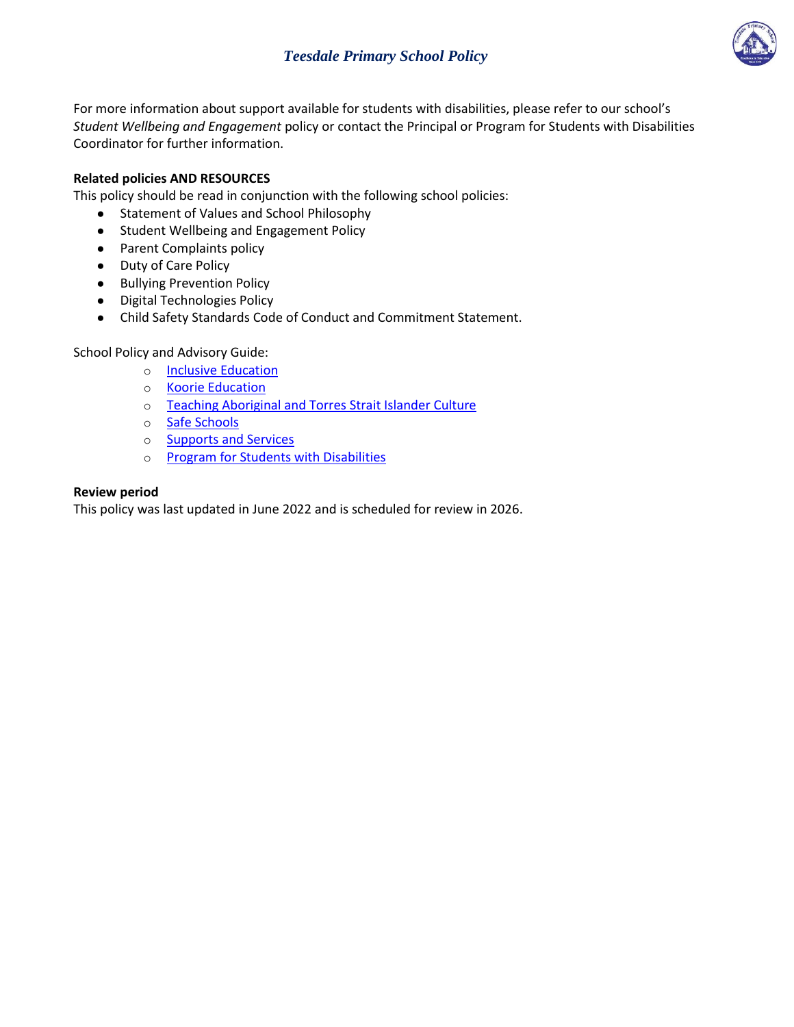For more information about support available for students with disabilities, please refer to our school's *Student Wellbeing and Engagement* policy or contact the Principal or Program for Students with Disabilities Coordinator for further information.

**Related policies AND RESOURCES**

This policy should be read in conjunction with the following school policies:

- Statement of Values and School Philosophy
- Student Wellbeing and Engagement Policy
- Parent Complaints policy
- Duty of Care Policy
- Bullying Prevention Policy
- Digital Technologies Policy
- Child Safety Standards Code of Conduct and Commitment Statement.

School Policy and Advisory Guide:

- Inclusive Education
- Koorie Education
- Teaching Aboriginal and Torres Strait Islander Culture
- Safe Schools
- Supports and Services
- Program for Students with Disabilities

**Review period**

This policy was last updated in June 2022 and is scheduled for review in 2026.